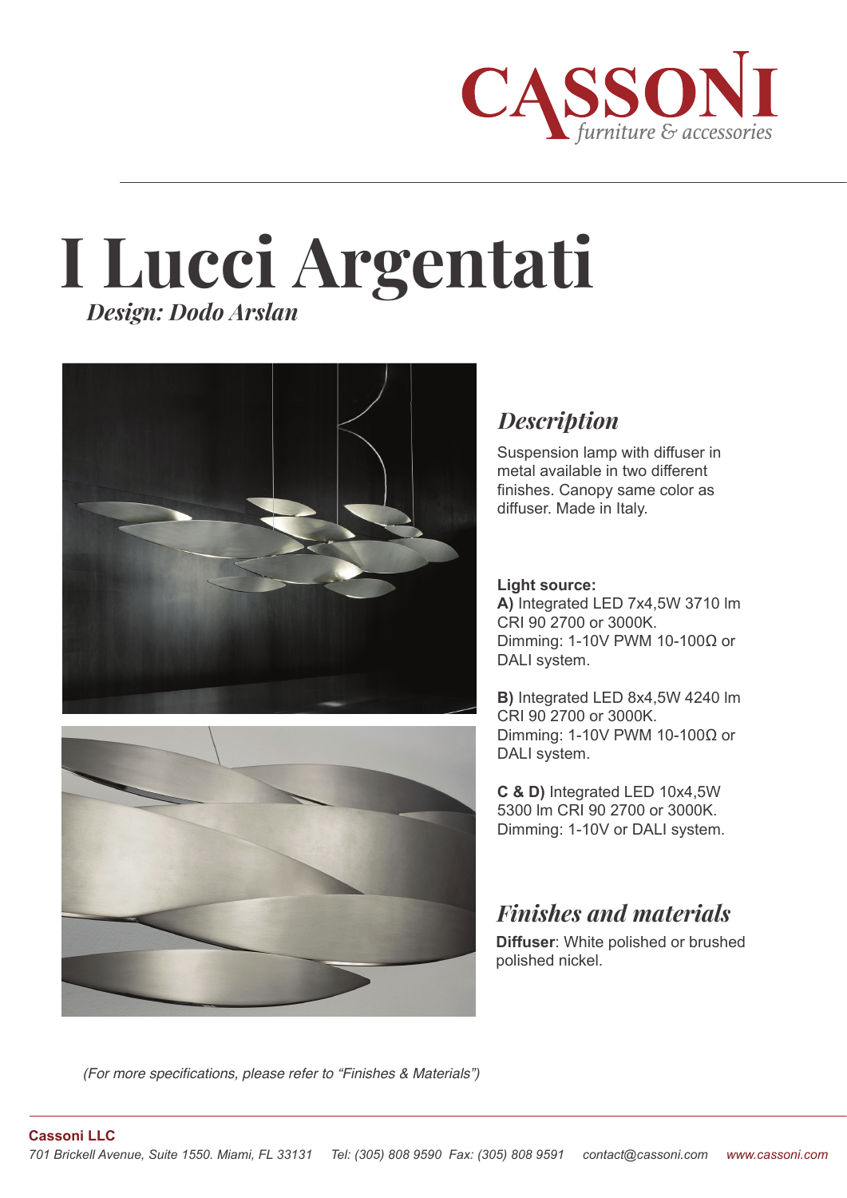# I Lucci Argentati

***Design: Dodo Arslan***

## *Description*

Suspension lamp with diffuser in metal available in two different finishes. Canopy same color as diffuser. Made in Italy.

**Light source:**

**A)** Integrated LED 7x4,5W 3710 lm CRI 90 2700 or 3000K.
Dimming: 1-10V PWM 10-100Ω or DALI system.

**B)** Integrated LED 8x4,5W 4240 lm CRI 90 2700 or 3000K.
Dimming: 1-10V PWM 10-100Ω or DALI system.

**C & D)** Integrated LED 10x4,5W 5300 lm CRI 90 2700 or 3000K.
Dimming: 1-10V or DALI system.

## *Finishes and materials*

**Diffuser**: White polished or brushed polished nickel.

*(For more specifications, please refer to “Finishes & Materials”)*

**Cassoni LLC**

*701 Brickell Avenue, Suite 1550. Miami, FL 33131 Tel: (305) 808 9590 Fax: (305) 808 9591 contact@cassoni.com www.cassoni.com*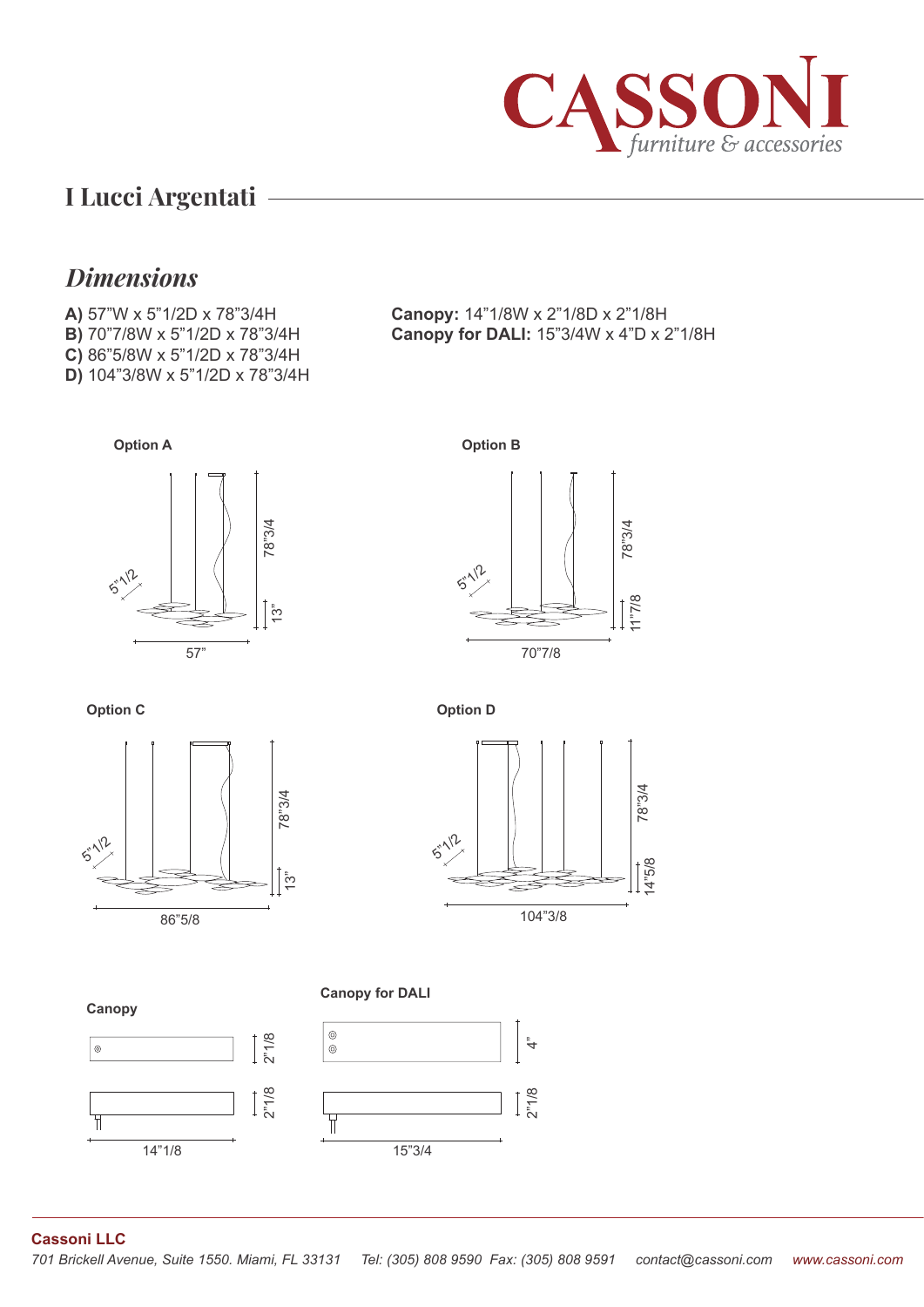# I Lucci Argentati

## *Dimensions*

**A)** 57"W x 5"1/2D x 78"3/4H
**B)** 70"7/8W x 5"1/2D x 78"3/4H
**C)** 86"5/8W x 5"1/2D x 78"3/4H
**D)** 104"3/8W x 5"1/2D x 78"3/4H

**Canopy:** 14"1/8W x 2"1/8D x 2"1/8H
**Canopy for DALI:** 15"3/4W x 4"D x 2"1/8H

**Option A**

5"1/2
78"3/4
13"
57"

**Option B**

5"1/2
78"3/4
11"7/8
70"7/8

**Option C**

5"1/2
78"3/4
13"
86"5/8

**Option D**

5"1/2
78"3/4
14"5/8
104"3/8

**Canopy**

2"1/8
2"1/8
14"1/8

**Canopy for DALI**

4"
2"1/8
15"3/4

**Cassoni LLC**
*701 Brickell Avenue, Suite 1550. Miami, FL 33131 Tel: (305) 808 9590 Fax: (305) 808 9591 contact@cassoni.com www.cassoni.com*